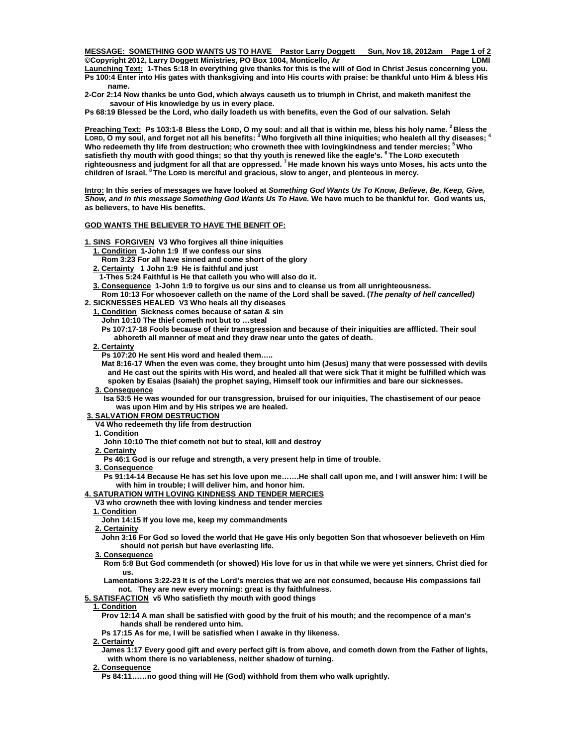**MESSAGE: SOMETHING GOD WANTS US TO HAVE Pastor Larry Doggett Sun, Nov 18, 2012am**

**©Copyright 2012, Larry Doggett Ministries, PO Box 1004, Monticello, Ar LDMI**

**Launching Text: 1-Thes 5:18 In everything give thanks for this is the will of God in Christ Jesus concerning you.**

**Ps 100:4 Enter into His gates with thanksgiving and into His courts with praise: be thankful unto Him & bless His name.**

**2-Cor 2:14 Now thanks be unto God, which always causeth us to triumph in Christ, and maketh manifest the savour of His knowledge by us in every place.**

**Ps 68:19 Blessed be the Lord, who daily loadeth us with benefits, even the God of our salvation. Selah**

**Preaching Text: Ps 103:1-8 Bless the LORD, O my soul: and all that is within me, bless his holy name. [2] Bless the LORD, O my soul, and forget not all his benefits: [3] Who forgiveth all thine iniquities; who healeth all thy diseases; [4] Who redeemeth thy life from destruction; who crowneth thee with lovingkindness and tender mercies; [5] Who satisfieth thy mouth with good things; so that thy youth is renewed like the eagle's. [6] The LORD executeth righteousness and judgment for all that are oppressed. [7] He made known his ways unto Moses, his acts unto the children of Israel. [8] The LORD is merciful and gracious, slow to anger, and plenteous in mercy.**

**Intro: In this series of messages we have looked at *Something God Wants Us To Know, Believe, Be, Keep, Give, Show, and in this message Something God Wants Us To Have.* We have much to be thankful for. God wants us, as believers, to have His benefits.**

**GOD WANTS THE BELIEVER TO HAVE THE BENFIT OF:**

**1. SINS FORGIVEN V3 Who forgives all thine iniquities**

- **1. Condition 1-John 1:9 If we confess our sins**
  - **Rom 3:23 For all have sinned and come short of the glory**
- **2. Certainty 1 John 1:9 He is faithful and just**
  - **1-Thes 5:24 Faithful is He that calleth you who will also do it.**
- **3. Consequence 1-John 1:9 to forgive us our sins and to cleanse us from all unrighteousness.**
  - **Rom 10:13 For whosoever calleth on the name of the Lord shall be saved. (*The penalty of hell cancelled)***

**2. SICKNESSES HEALED V3 Who heals all thy diseases**

- **1, Condition Sickness comes because of satan & sin**
  - **John 10:10 The thief cometh not but to …steal**
  - **Ps 107:17-18 Fools because of their transgression and because of their iniquities are afflicted. Their soul abhoreth all manner of meat and they draw near unto the gates of death.**
- **2. Certainty**
  - **Ps 107:20 He sent His word and healed them…..**
  - **Mat 8:16-17 When the even was come, they brought unto him (Jesus) many that were possessed with devils and He cast out the spirits with His word, and healed all that were sick That it might be fulfilled which was spoken by Esaias (Isaiah) the prophet saying, Himself took our infirmities and bare our sicknesses.**
- **3. Consequence**
  - **Isa 53:5 He was wounded for our transgression, bruised for our iniquities, The chastisement of our peace was upon Him and by His stripes we are healed.**

**3. SALVATION FROM DESTRUCTION**

**V4 Who redeemeth thy life from destruction**

- **1. Condition**
  - **John 10:10 The thief cometh not but to steal, kill and destroy**
- **2. Certainty**
  - **Ps 46:1 God is our refuge and strength, a very present help in time of trouble.**
- **3. Consequence**
  - **Ps 91:14-14 Because He has set his love upon me…….He shall call upon me, and I will answer him: I will be with him in trouble; I will deliver him, and honor him.**

**4. SATURATION WITH LOVING KINDNESS AND TENDER MERCIES**

**V3 who crowneth thee with loving kindness and tender mercies**

- **1. Condition**
  - **John 14:15 If you love me, keep my commandments**
- **2. Certainity**
  - **John 3:16 For God so loved the world that He gave His only begotten Son that whosoever believeth on Him should not perish but have everlasting life.**
- **3. Consequence**
  - **Rom 5:8 But God commendeth (or showed) His love for us in that while we were yet sinners, Christ died for us.**
  - **Lamentations 3:22-23 It is of the Lord's mercies that we are not consumed, because His compassions fail not. They are new every morning: great is thy faithfulness.**

**5. SATISFACTION v5 Who satisfieth thy mouth with good things**

- **1. Condition**
  - **Prov 12:14 A man shall be satisfied with good by the fruit of his mouth; and the recompence of a man's hands shall be rendered unto him.**
  - **Ps 17:15 As for me, I will be satisfied when I awake in thy likeness.**
- **2. Certainty**
  - **James 1:17 Every good gift and every perfect gift is from above, and cometh down from the Father of lights, with whom there is no variableness, neither shadow of turning.**
- **2. Consequence**
  - **Ps 84:11……no good thing will He (God) withhold from them who walk uprightly.**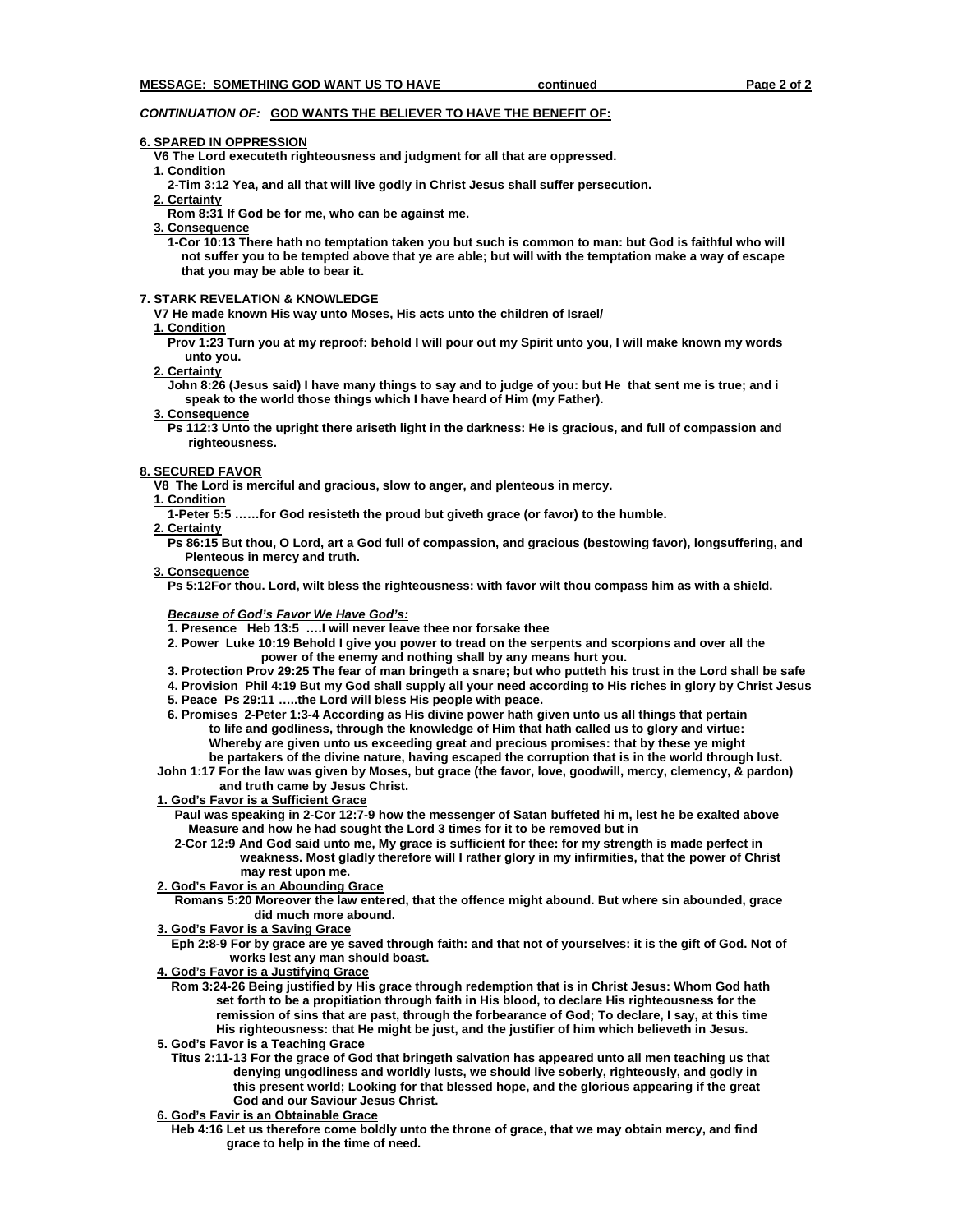**CONTINUATION OF:** **GOD WANTS THE BELIEVER TO HAVE THE BENEFIT OF:**

**6. SPARED IN OPPRESSION**

**V6 The Lord executeth righteousness and judgment for all that are oppressed.**

**1. Condition**

**2-Tim 3:12 Yea, and all that will live godly in Christ Jesus shall suffer persecution.**

**2. Certainty**

**Rom 8:31 If God be for me, who can be against me.**

**3. Consequence**

**1-Cor 10:13 There hath no temptation taken you but such is common to man: but God is faithful who will not suffer you to be tempted above that ye are able; but will with the temptation make a way of escape that you may be able to bear it.**

**7. STARK REVELATION & KNOWLEDGE**

**V7 He made known His way unto Moses, His acts unto the children of Israel/**

**1. Condition**

**Prov 1:23 Turn you at my reproof: behold I will pour out my Spirit unto you, I will make known my words unto you.**

**2. Certainty**

**John 8:26 (Jesus said) I have many things to say and to judge of you: but He that sent me is true; and i speak to the world those things which I have heard of Him (my Father).**

**3. Consequence**

**Ps 112:3 Unto the upright there ariseth light in the darkness: He is gracious, and full of compassion and righteousness.**

**8. SECURED FAVOR**

**V8 The Lord is merciful and gracious, slow to anger, and plenteous in mercy.**

**1. Condition**

**1-Peter 5:5 ……for God resisteth the proud but giveth grace (or favor) to the humble.**

**2. Certainty**

**Ps 86:15 But thou, O Lord, art a God full of compassion, and gracious (bestowing favor), longsuffering, and Plenteous in mercy and truth.**

**3. Consequence**

**Ps 5:12For thou. Lord, wilt bless the righteousness: with favor wilt thou compass him as with a shield.**

***Because of God's Favor We Have God's:***

**1. Presence Heb 13:5 ….I will never leave thee nor forsake thee**
**2. Power Luke 10:19 Behold I give you power to tread on the serpents and scorpions and over all the power of the enemy and nothing shall by any means hurt you.**
**3. Protection Prov 29:25 The fear of man bringeth a snare; but who putteth his trust in the Lord shall be safe**
**4. Provision Phil 4:19 But my God shall supply all your need according to His riches in glory by Christ Jesus**
**5. Peace Ps 29:11 …..the Lord will bless His people with peace.**
**6. Promises 2-Peter 1:3-4 According as His divine power hath given unto us all things that pertain to life and godliness, through the knowledge of Him that hath called us to glory and virtue: Whereby are given unto us exceeding great and precious promises: that by these ye might be partakers of the divine nature, having escaped the corruption that is in the world through lust.**

**John 1:17 For the law was given by Moses, but grace (the favor, love, goodwill, mercy, clemency, & pardon) and truth came by Jesus Christ.**

**1. God's Favor is a Sufficient Grace**

**Paul was speaking in 2-Cor 12:7-9 how the messenger of Satan buffeted hi m, lest he be exalted above Measure and how he had sought the Lord 3 times for it to be removed but in**

**2-Cor 12:9 And God said unto me, My grace is sufficient for thee: for my strength is made perfect in weakness. Most gladly therefore will I rather glory in my infirmities, that the power of Christ may rest upon me.**

**2. God's Favor is an Abounding Grace**

**Romans 5:20 Moreover the law entered, that the offence might abound. But where sin abounded, grace did much more abound.**

**3. God's Favor is a Saving Grace**

**Eph 2:8-9 For by grace are ye saved through faith: and that not of yourselves: it is the gift of God. Not of works lest any man should boast.**

**4. God's Favor is a Justifying Grace**

**Rom 3:24-26 Being justified by His grace through redemption that is in Christ Jesus: Whom God hath set forth to be a propitiation through faith in His blood, to declare His righteousness for the remission of sins that are past, through the forbearance of God; To declare, I say, at this time His righteousness: that He might be just, and the justifier of him which believeth in Jesus.**

**5. God's Favor is a Teaching Grace**

**Titus 2:11-13 For the grace of God that bringeth salvation has appeared unto all men teaching us that denying ungodliness and worldly lusts, we should live soberly, righteously, and godly in this present world; Looking for that blessed hope, and the glorious appearing if the great God and our Saviour Jesus Christ.**

**6. God's Favir is an Obtainable Grace**

**Heb 4:16 Let us therefore come boldly unto the throne of grace, that we may obtain mercy, and find grace to help in the time of need.**